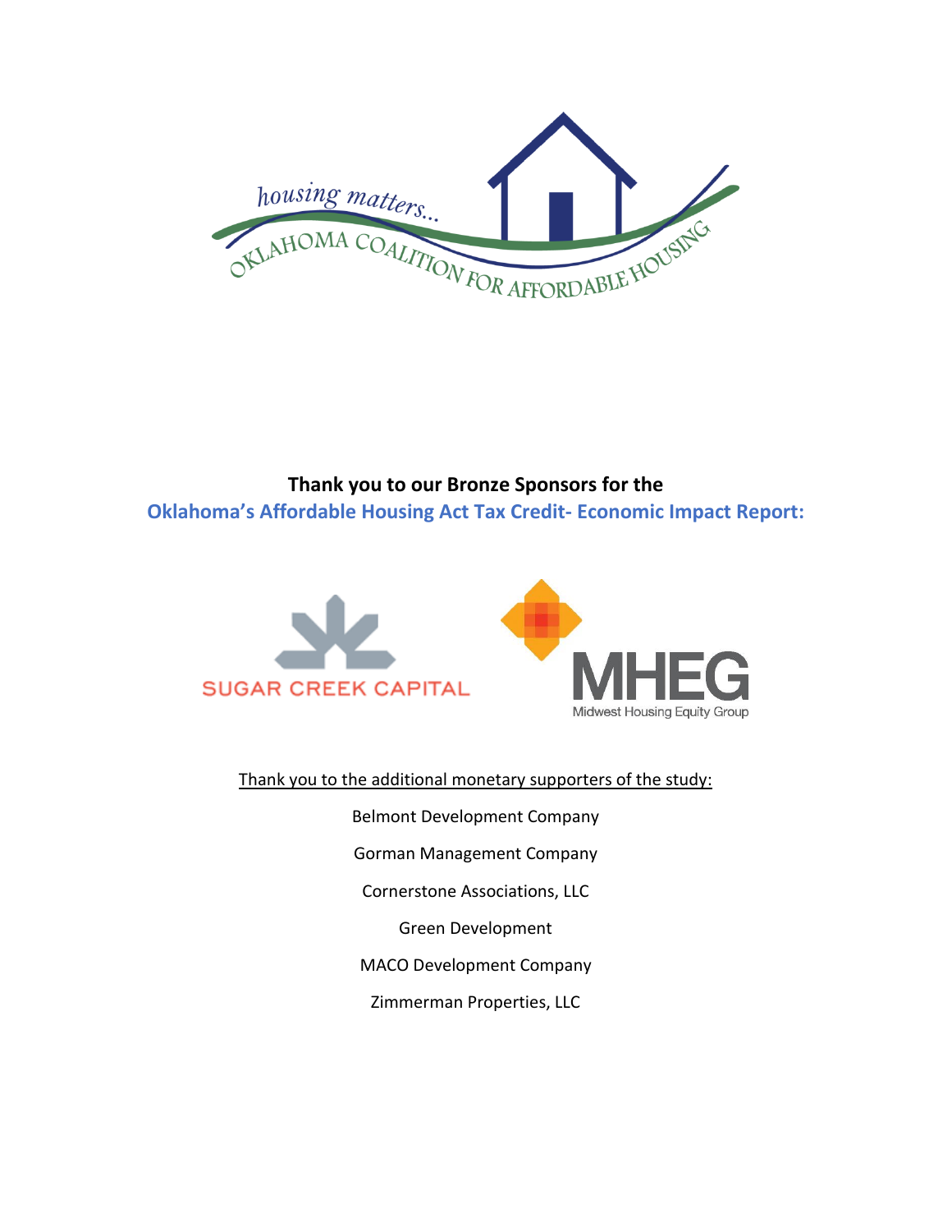housing matters...

OKLAHOMA COALITION FOR AFFORDABLE HOUSING

**Thank you to our Bronze Sponsors for the**
**Oklahoma's Affordable Housing Act Tax Credit- Economic Impact Report:**

SUGAR CREEK CAPITAL

MHEG
Midwest Housing Equity Group

Thank you to the additional monetary supporters of the study:

Belmont Development Company

Gorman Management Company

Cornerstone Associations, LLC

Green Development

MACO Development Company

Zimmerman Properties, LLC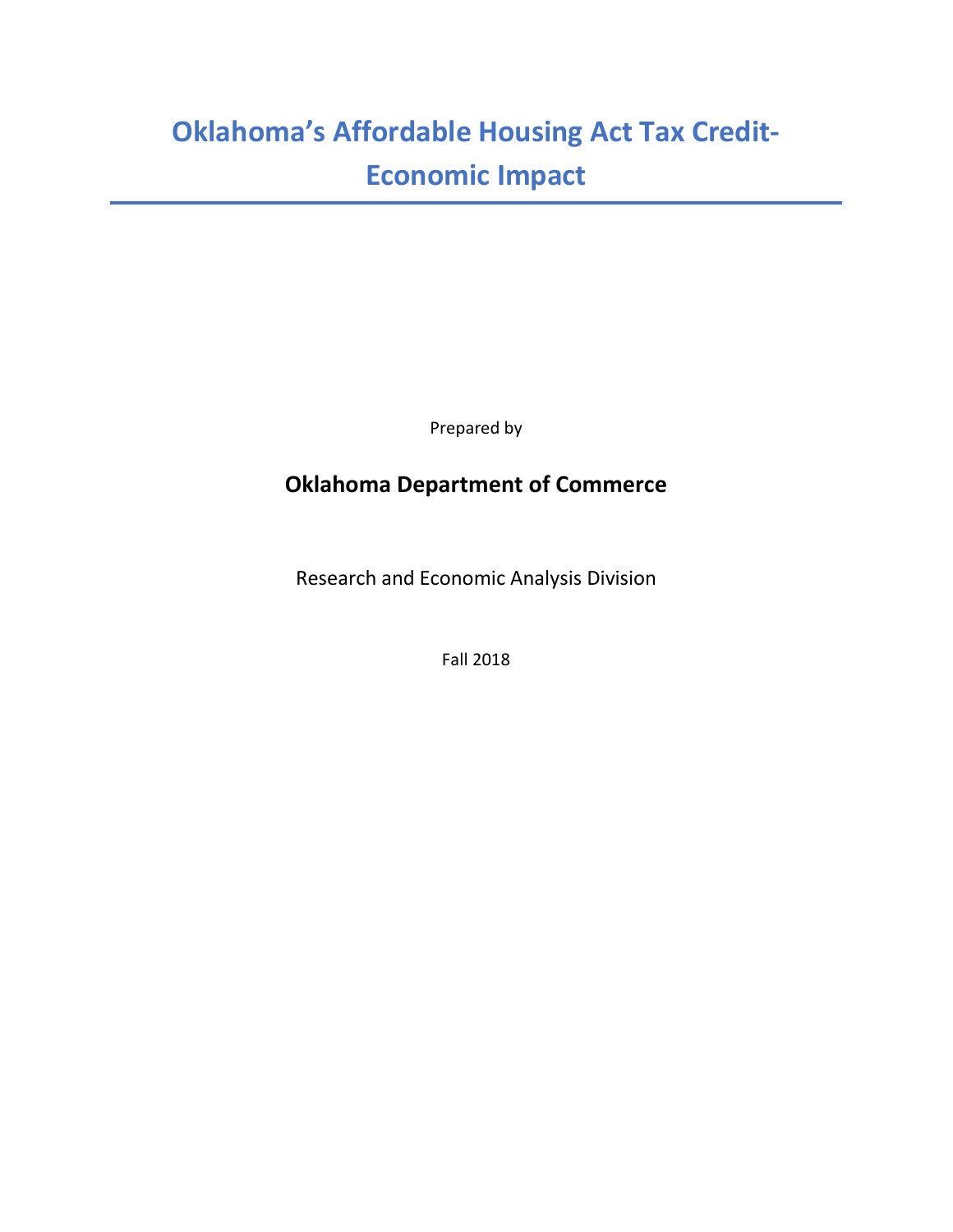# Oklahoma's Affordable Housing Act Tax Credit- Economic Impact

Prepared by

**Oklahoma Department of Commerce**

Research and Economic Analysis Division

Fall 2018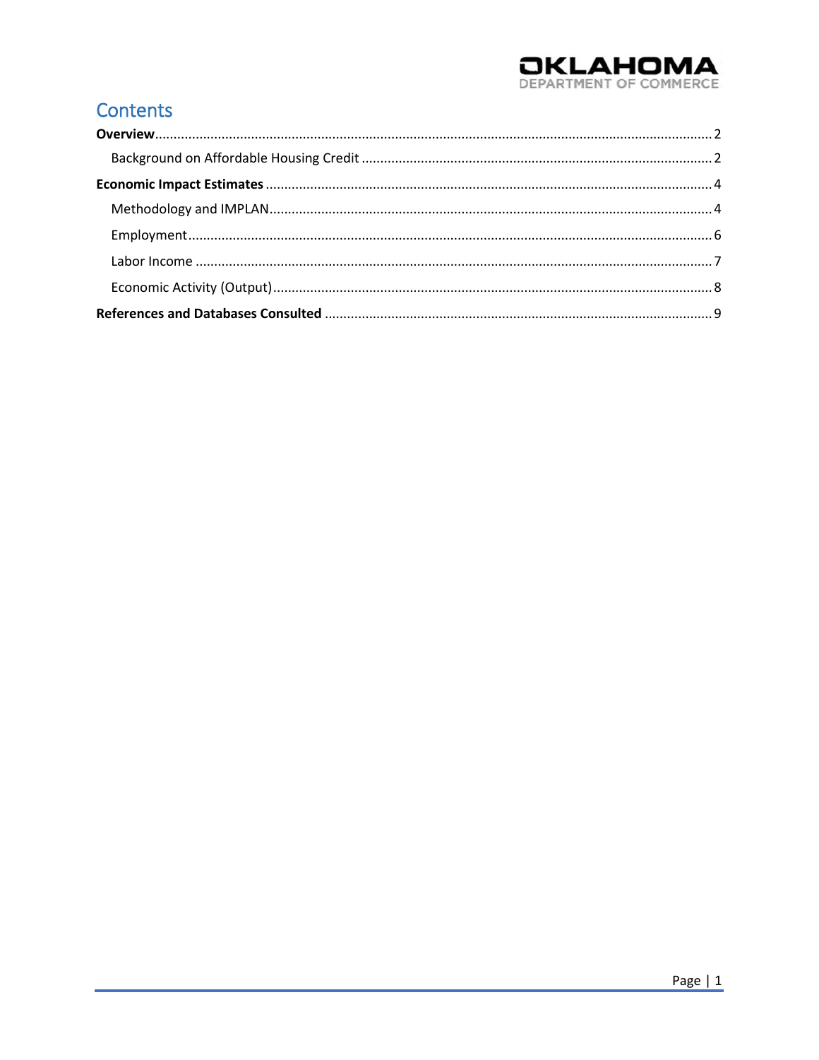# Contents

**Overview** ..... 2

- Background on Affordable Housing Credit ..... 2

**Economic Impact Estimates** ..... 4

- Methodology and IMPLAN ..... 4
- Employment ..... 6
- Labor Income ..... 7
- Economic Activity (Output) ..... 8

**References and Databases Consulted** ..... 9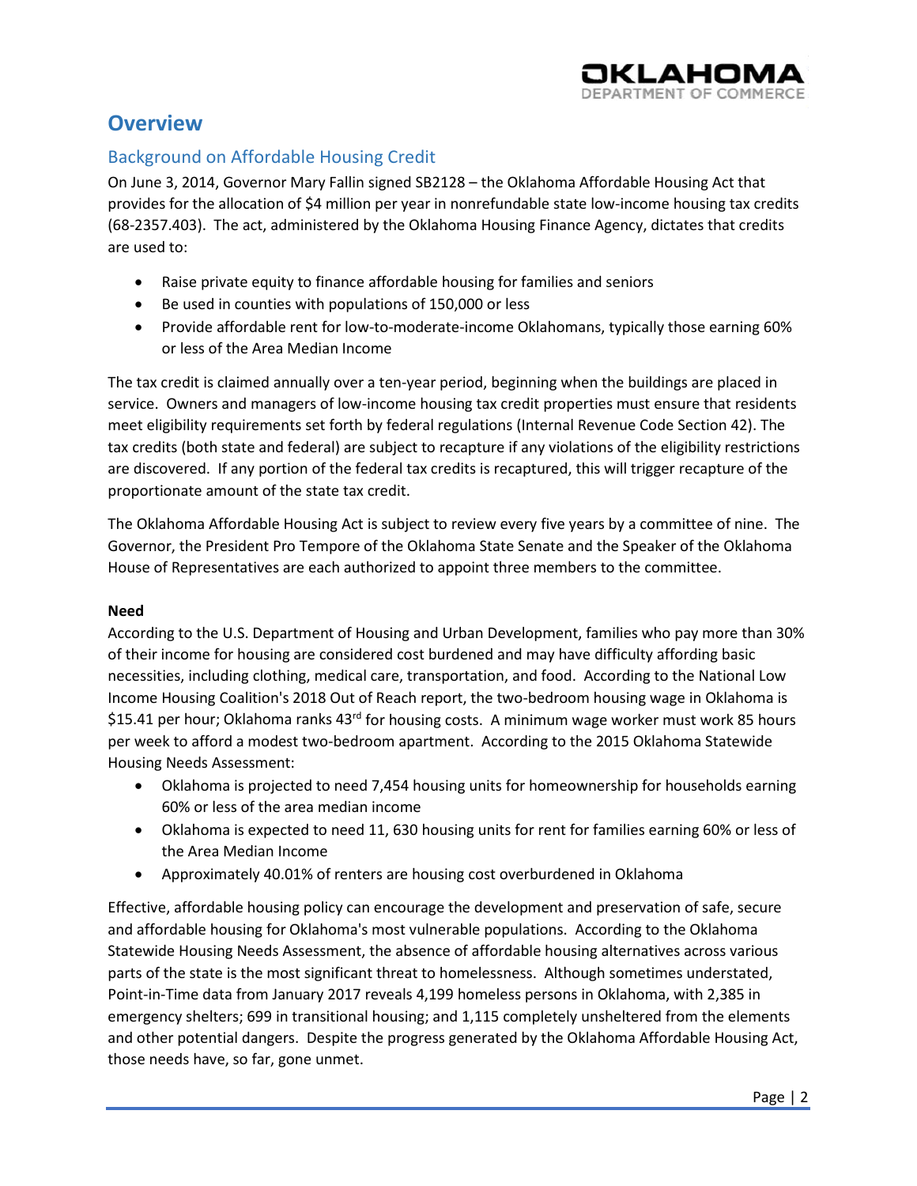# Overview

## Background on Affordable Housing Credit

On June 3, 2014, Governor Mary Fallin signed SB2128 – the Oklahoma Affordable Housing Act that provides for the allocation of $4 million per year in nonrefundable state low-income housing tax credits (68-2357.403). The act, administered by the Oklahoma Housing Finance Agency, dictates that credits are used to:

- Raise private equity to finance affordable housing for families and seniors
- Be used in counties with populations of 150,000 or less
- Provide affordable rent for low-to-moderate-income Oklahomans, typically those earning 60% or less of the Area Median Income

The tax credit is claimed annually over a ten-year period, beginning when the buildings are placed in service. Owners and managers of low-income housing tax credit properties must ensure that residents meet eligibility requirements set forth by federal regulations (Internal Revenue Code Section 42). The tax credits (both state and federal) are subject to recapture if any violations of the eligibility restrictions are discovered. If any portion of the federal tax credits is recaptured, this will trigger recapture of the proportionate amount of the state tax credit.

The Oklahoma Affordable Housing Act is subject to review every five years by a committee of nine. The Governor, the President Pro Tempore of the Oklahoma State Senate and the Speaker of the Oklahoma House of Representatives are each authorized to appoint three members to the committee.

**Need**

According to the U.S. Department of Housing and Urban Development, families who pay more than 30% of their income for housing are considered cost burdened and may have difficulty affording basic necessities, including clothing, medical care, transportation, and food. According to the National Low Income Housing Coalition's 2018 Out of Reach report, the two-bedroom housing wage in Oklahoma is $15.41 per hour; Oklahoma ranks 43rd for housing costs. A minimum wage worker must work 85 hours per week to afford a modest two-bedroom apartment. According to the 2015 Oklahoma Statewide Housing Needs Assessment:

- Oklahoma is projected to need 7,454 housing units for homeownership for households earning 60% or less of the area median income
- Oklahoma is expected to need 11, 630 housing units for rent for families earning 60% or less of the Area Median Income
- Approximately 40.01% of renters are housing cost overburdened in Oklahoma

Effective, affordable housing policy can encourage the development and preservation of safe, secure and affordable housing for Oklahoma's most vulnerable populations. According to the Oklahoma Statewide Housing Needs Assessment, the absence of affordable housing alternatives across various parts of the state is the most significant threat to homelessness. Although sometimes understated, Point-in-Time data from January 2017 reveals 4,199 homeless persons in Oklahoma, with 2,385 in emergency shelters; 699 in transitional housing; and 1,115 completely unsheltered from the elements and other potential dangers. Despite the progress generated by the Oklahoma Affordable Housing Act, those needs have, so far, gone unmet.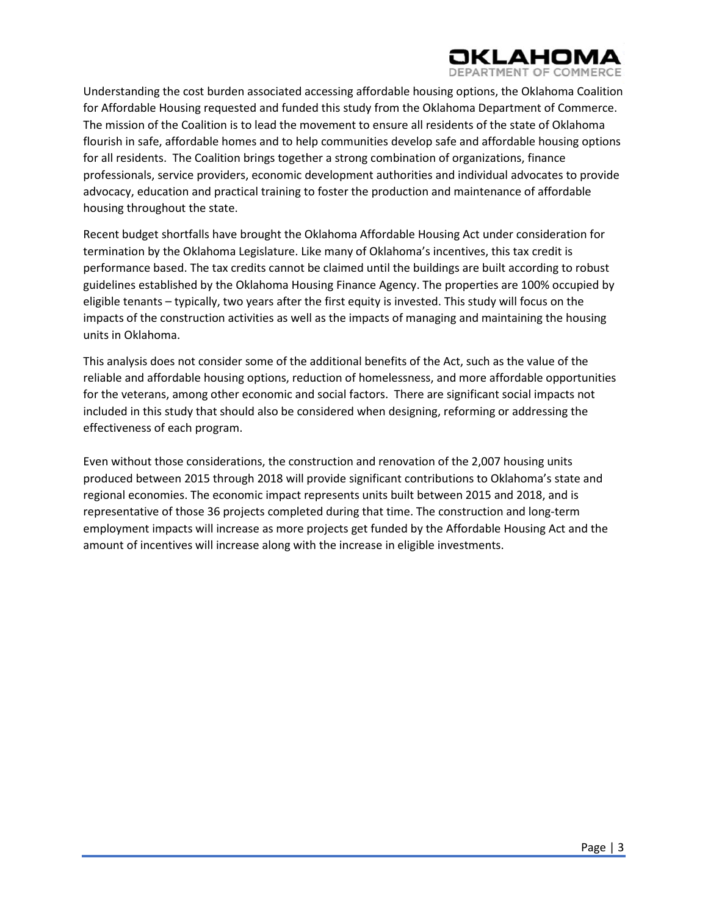Understanding the cost burden associated accessing affordable housing options, the Oklahoma Coalition for Affordable Housing requested and funded this study from the Oklahoma Department of Commerce. The mission of the Coalition is to lead the movement to ensure all residents of the state of Oklahoma flourish in safe, affordable homes and to help communities develop safe and affordable housing options for all residents. The Coalition brings together a strong combination of organizations, finance professionals, service providers, economic development authorities and individual advocates to provide advocacy, education and practical training to foster the production and maintenance of affordable housing throughout the state.

Recent budget shortfalls have brought the Oklahoma Affordable Housing Act under consideration for termination by the Oklahoma Legislature. Like many of Oklahoma's incentives, this tax credit is performance based. The tax credits cannot be claimed until the buildings are built according to robust guidelines established by the Oklahoma Housing Finance Agency. The properties are 100% occupied by eligible tenants – typically, two years after the first equity is invested. This study will focus on the impacts of the construction activities as well as the impacts of managing and maintaining the housing units in Oklahoma.

This analysis does not consider some of the additional benefits of the Act, such as the value of the reliable and affordable housing options, reduction of homelessness, and more affordable opportunities for the veterans, among other economic and social factors. There are significant social impacts not included in this study that should also be considered when designing, reforming or addressing the effectiveness of each program.

Even without those considerations, the construction and renovation of the 2,007 housing units produced between 2015 through 2018 will provide significant contributions to Oklahoma's state and regional economies. The economic impact represents units built between 2015 and 2018, and is representative of those 36 projects completed during that time. The construction and long-term employment impacts will increase as more projects get funded by the Affordable Housing Act and the amount of incentives will increase along with the increase in eligible investments.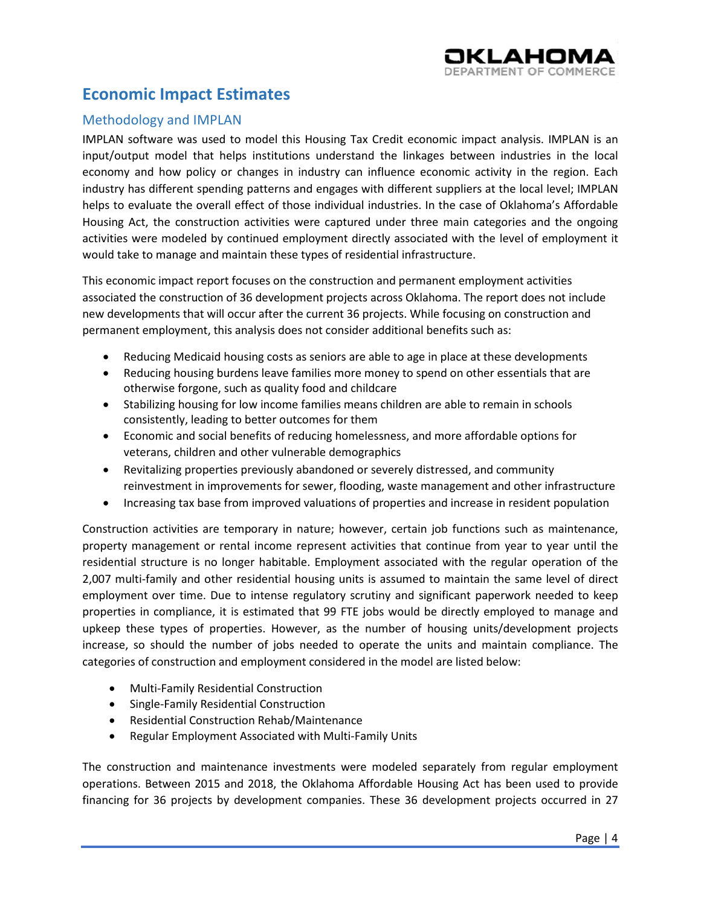## Economic Impact Estimates

### Methodology and IMPLAN

IMPLAN software was used to model this Housing Tax Credit economic impact analysis. IMPLAN is an input/output model that helps institutions understand the linkages between industries in the local economy and how policy or changes in industry can influence economic activity in the region. Each industry has different spending patterns and engages with different suppliers at the local level; IMPLAN helps to evaluate the overall effect of those individual industries. In the case of Oklahoma's Affordable Housing Act, the construction activities were captured under three main categories and the ongoing activities were modeled by continued employment directly associated with the level of employment it would take to manage and maintain these types of residential infrastructure.

This economic impact report focuses on the construction and permanent employment activities associated the construction of 36 development projects across Oklahoma. The report does not include new developments that will occur after the current 36 projects. While focusing on construction and permanent employment, this analysis does not consider additional benefits such as:

- Reducing Medicaid housing costs as seniors are able to age in place at these developments
- Reducing housing burdens leave families more money to spend on other essentials that are otherwise forgone, such as quality food and childcare
- Stabilizing housing for low income families means children are able to remain in schools consistently, leading to better outcomes for them
- Economic and social benefits of reducing homelessness, and more affordable options for veterans, children and other vulnerable demographics
- Revitalizing properties previously abandoned or severely distressed, and community reinvestment in improvements for sewer, flooding, waste management and other infrastructure
- Increasing tax base from improved valuations of properties and increase in resident population

Construction activities are temporary in nature; however, certain job functions such as maintenance, property management or rental income represent activities that continue from year to year until the residential structure is no longer habitable. Employment associated with the regular operation of the 2,007 multi-family and other residential housing units is assumed to maintain the same level of direct employment over time. Due to intense regulatory scrutiny and significant paperwork needed to keep properties in compliance, it is estimated that 99 FTE jobs would be directly employed to manage and upkeep these types of properties. However, as the number of housing units/development projects increase, so should the number of jobs needed to operate the units and maintain compliance. The categories of construction and employment considered in the model are listed below:

- Multi-Family Residential Construction
- Single-Family Residential Construction
- Residential Construction Rehab/Maintenance
- Regular Employment Associated with Multi-Family Units

The construction and maintenance investments were modeled separately from regular employment operations. Between 2015 and 2018, the Oklahoma Affordable Housing Act has been used to provide financing for 36 projects by development companies. These 36 development projects occurred in 27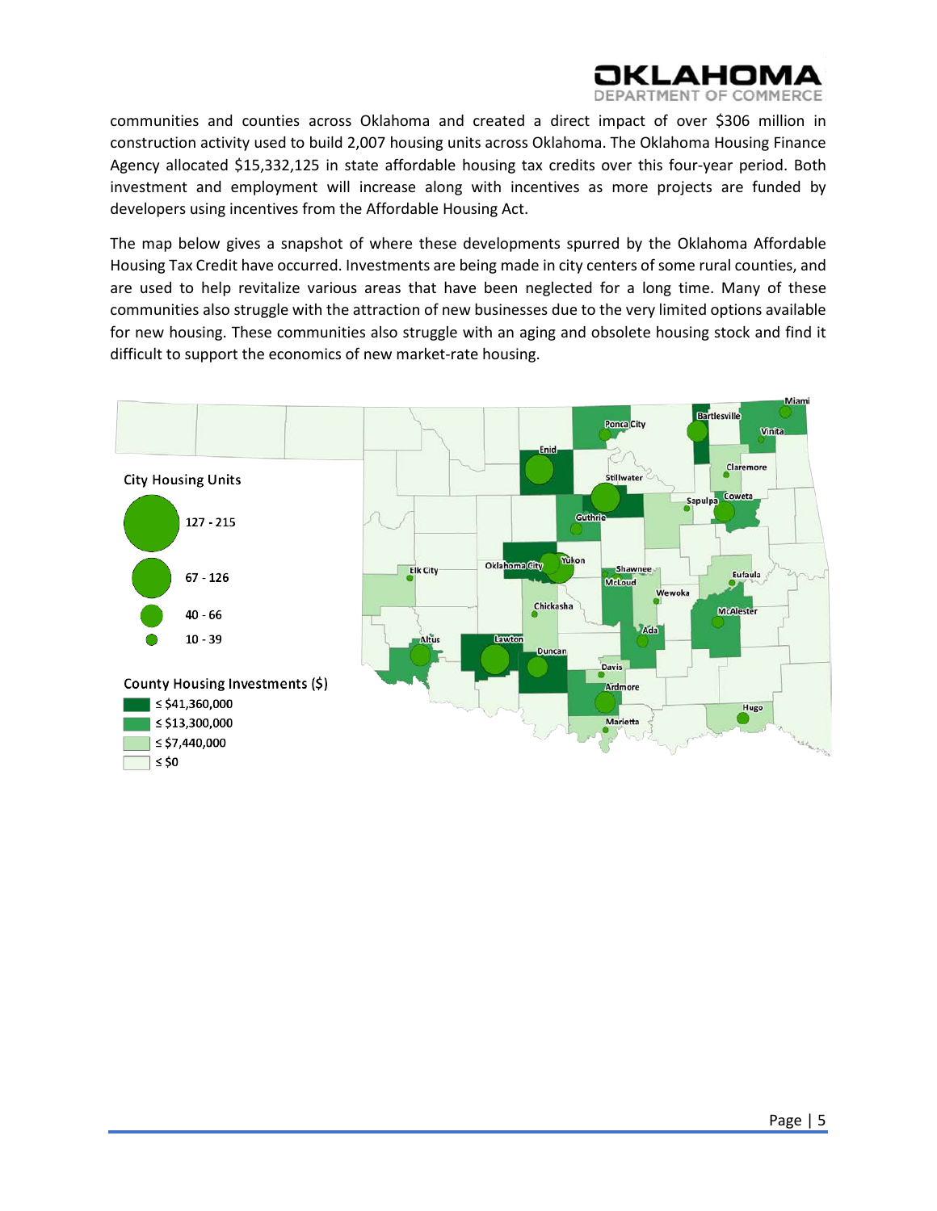communities and counties across Oklahoma and created a direct impact of over $306 million in construction activity used to build 2,007 housing units across Oklahoma. The Oklahoma Housing Finance Agency allocated $15,332,125 in state affordable housing tax credits over this four-year period. Both investment and employment will increase along with incentives as more projects are funded by developers using incentives from the Affordable Housing Act.

The map below gives a snapshot of where these developments spurred by the Oklahoma Affordable Housing Tax Credit have occurred. Investments are being made in city centers of some rural counties, and are used to help revitalize various areas that have been neglected for a long time. Many of these communities also struggle with the attraction of new businesses due to the very limited options available for new housing. These communities also struggle with an aging and obsolete housing stock and find it difficult to support the economics of new market-rate housing.

City Housing Units

- 127 - 215
- 67 - 126
- 40 - 66
- 10 - 39

County Housing Investments ($)

- ≤ $41,360,000
- ≤ $13,300,000
- ≤ $7,440,000
- ≤ $0

Miami, Bartlesville, Vinita, Ponca City, Enid, Claremore, Stillwater, Coweta, Sapulpa, Guthrie, Yukon, Oklahoma City, Elk City, Shawnee, McLoud, Eufaula, Wewoka, Chickasha, McAlester, Ada, Altus, Lawton, Duncan, Davis, Ardmore, Hugo, Marietta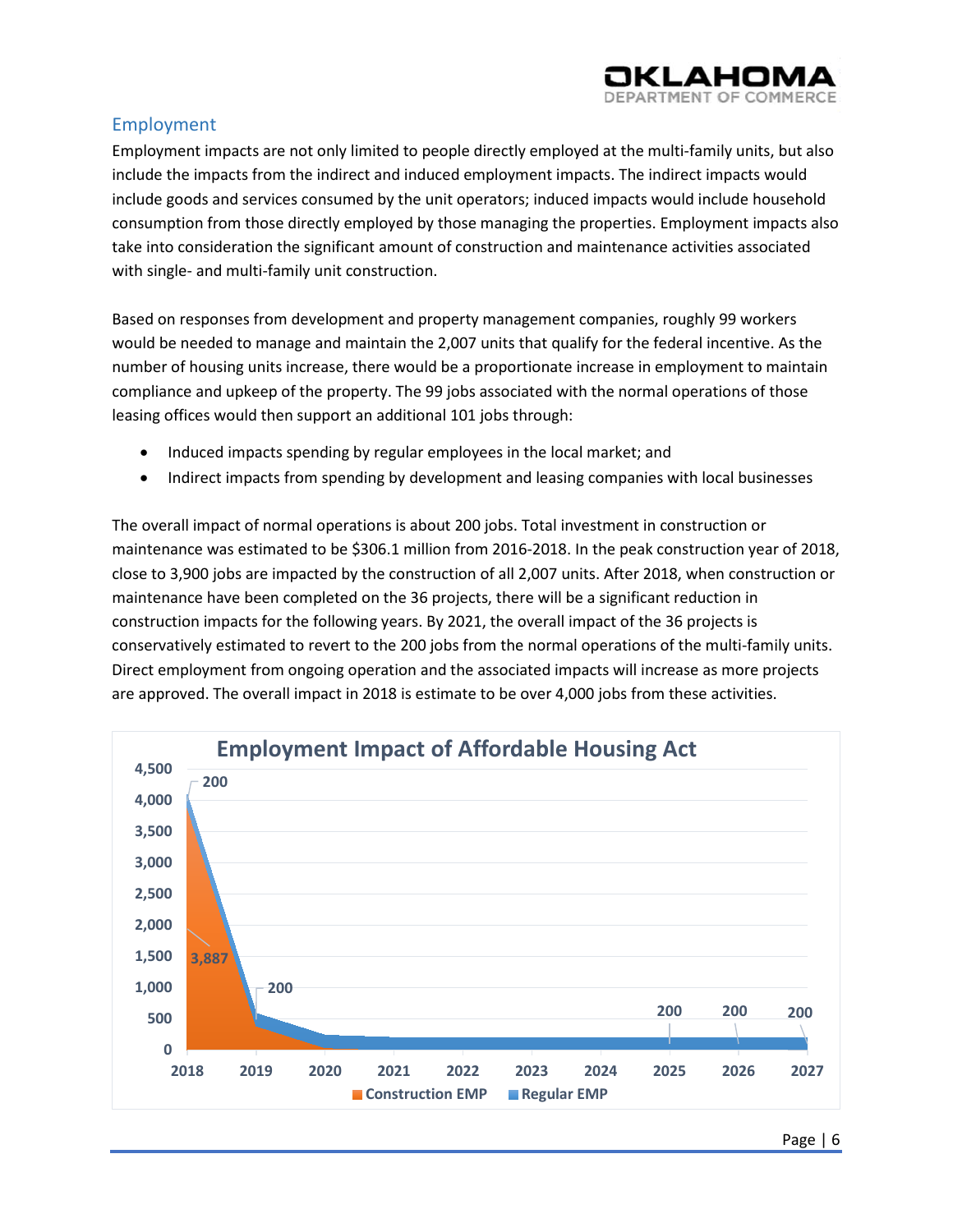## Employment

Employment impacts are not only limited to people directly employed at the multi-family units, but also include the impacts from the indirect and induced employment impacts. The indirect impacts would include goods and services consumed by the unit operators; induced impacts would include household consumption from those directly employed by those managing the properties. Employment impacts also take into consideration the significant amount of construction and maintenance activities associated with single- and multi-family unit construction.

Based on responses from development and property management companies, roughly 99 workers would be needed to manage and maintain the 2,007 units that qualify for the federal incentive. As the number of housing units increase, there would be a proportionate increase in employment to maintain compliance and upkeep of the property. The 99 jobs associated with the normal operations of those leasing offices would then support an additional 101 jobs through:

- Induced impacts spending by regular employees in the local market; and
- Indirect impacts from spending by development and leasing companies with local businesses

The overall impact of normal operations is about 200 jobs. Total investment in construction or maintenance was estimated to be $306.1 million from 2016-2018. In the peak construction year of 2018, close to 3,900 jobs are impacted by the construction of all 2,007 units. After 2018, when construction or maintenance have been completed on the 36 projects, there will be a significant reduction in construction impacts for the following years. By 2021, the overall impact of the 36 projects is conservatively estimated to revert to the 200 jobs from the normal operations of the multi-family units. Direct employment from ongoing operation and the associated impacts will increase as more projects are approved. The overall impact in 2018 is estimate to be over 4,000 jobs from these activities.

**Employment Impact of Affordable Housing Act**

| Year | Construction EMP | Regular EMP |
|---|---|---|
| 2018 | 3,887 | 200 |
| 2019 | | 200 |
| 2025 | | 200 |
| 2026 | | 200 |
| 2027 | | 200 |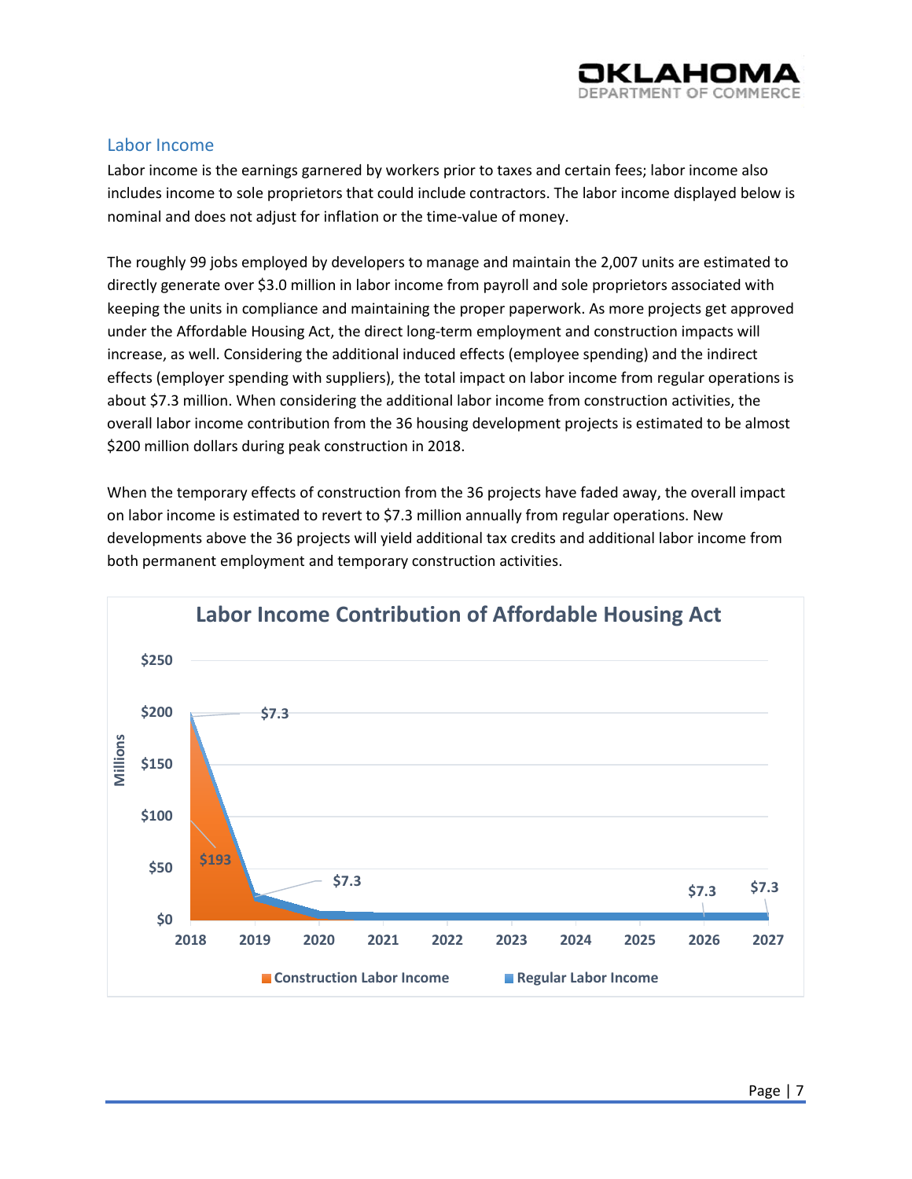## Labor Income

Labor income is the earnings garnered by workers prior to taxes and certain fees; labor income also includes income to sole proprietors that could include contractors. The labor income displayed below is nominal and does not adjust for inflation or the time-value of money.

The roughly 99 jobs employed by developers to manage and maintain the 2,007 units are estimated to directly generate over $3.0 million in labor income from payroll and sole proprietors associated with keeping the units in compliance and maintaining the proper paperwork. As more projects get approved under the Affordable Housing Act, the direct long-term employment and construction impacts will increase, as well. Considering the additional induced effects (employee spending) and the indirect effects (employer spending with suppliers), the total impact on labor income from regular operations is about $7.3 million. When considering the additional labor income from construction activities, the overall labor income contribution from the 36 housing development projects is estimated to be almost $200 million dollars during peak construction in 2018.

When the temporary effects of construction from the 36 projects have faded away, the overall impact on labor income is estimated to revert to $7.3 million annually from regular operations. New developments above the 36 projects will yield additional tax credits and additional labor income from both permanent employment and temporary construction activities.

**Labor Income Contribution of Affordable Housing Act**

(Millions; chart labels: 2018 — Construction Labor Income $193, Regular Labor Income $7.3; 2019 — $7.3; 2026 — $7.3; 2027 — $7.3. Years 2018–2027. Legend: Construction Labor Income, Regular Labor Income)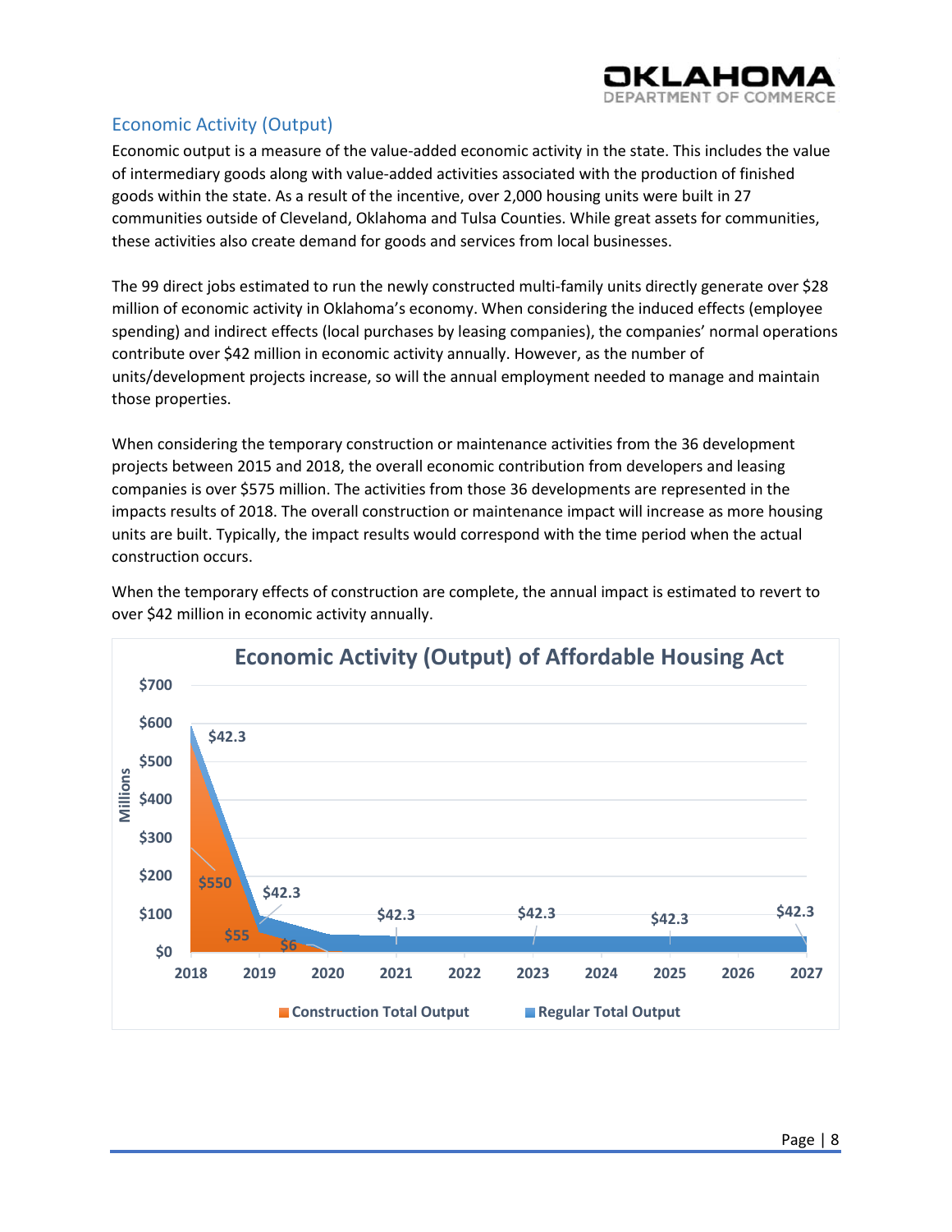## Economic Activity (Output)

Economic output is a measure of the value-added economic activity in the state. This includes the value of intermediary goods along with value-added activities associated with the production of finished goods within the state. As a result of the incentive, over 2,000 housing units were built in 27 communities outside of Cleveland, Oklahoma and Tulsa Counties. While great assets for communities, these activities also create demand for goods and services from local businesses.

The 99 direct jobs estimated to run the newly constructed multi-family units directly generate over $28 million of economic activity in Oklahoma's economy. When considering the induced effects (employee spending) and indirect effects (local purchases by leasing companies), the companies' normal operations contribute over $42 million in economic activity annually. However, as the number of units/development projects increase, so will the annual employment needed to manage and maintain those properties.

When considering the temporary construction or maintenance activities from the 36 development projects between 2015 and 2018, the overall economic contribution from developers and leasing companies is over $575 million. The activities from those 36 developments are represented in the impacts results of 2018. The overall construction or maintenance impact will increase as more housing units are built. Typically, the impact results would correspond with the time period when the actual construction occurs.

When the temporary effects of construction are complete, the annual impact is estimated to revert to over $42 million in economic activity annually.

**Economic Activity (Output) of Affordable Housing Act**

| Year | Construction Total Output (Millions) | Regular Total Output (Millions) |
|---|---|---|
| 2018 | $550 | $42.3 |
| 2019 | $55 | $42.3 |
| 2020 | $6 | $42.3 |
| 2021 | | $42.3 |
| 2022 | | $42.3 |
| 2023 | | $42.3 |
| 2024 | | $42.3 |
| 2025 | | $42.3 |
| 2026 | | $42.3 |
| 2027 | | $42.3 |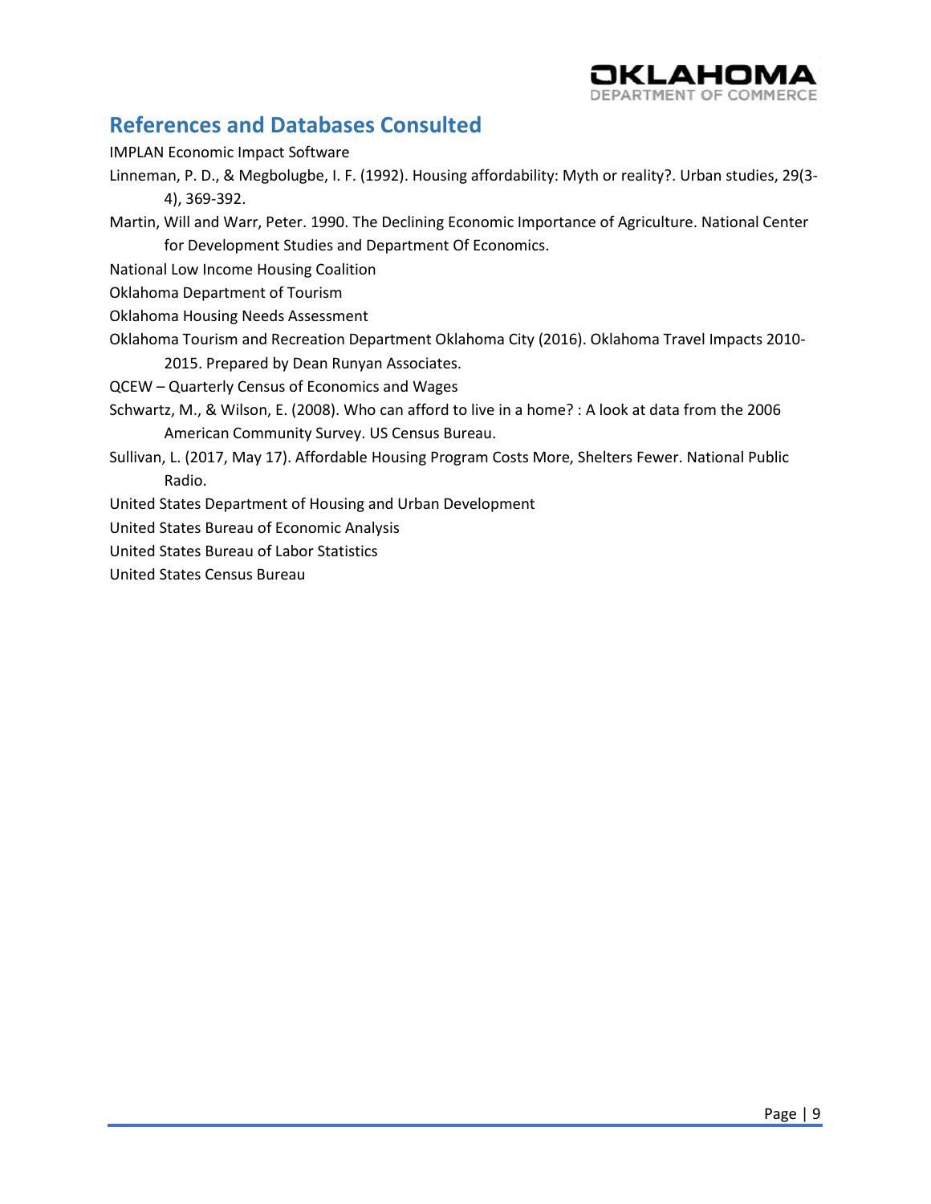## References and Databases Consulted

IMPLAN Economic Impact Software

Linneman, P. D., & Megbolugbe, I. F. (1992). Housing affordability: Myth or reality?. Urban studies, 29(3-4), 369-392.

Martin, Will and Warr, Peter. 1990. The Declining Economic Importance of Agriculture. National Center for Development Studies and Department Of Economics.

National Low Income Housing Coalition

Oklahoma Department of Tourism

Oklahoma Housing Needs Assessment

Oklahoma Tourism and Recreation Department Oklahoma City (2016). Oklahoma Travel Impacts 2010-2015. Prepared by Dean Runyan Associates.

QCEW – Quarterly Census of Economics and Wages

Schwartz, M., & Wilson, E. (2008). Who can afford to live in a home? : A look at data from the 2006 American Community Survey. US Census Bureau.

Sullivan, L. (2017, May 17). Affordable Housing Program Costs More, Shelters Fewer. National Public Radio.

United States Department of Housing and Urban Development

United States Bureau of Economic Analysis

United States Bureau of Labor Statistics

United States Census Bureau